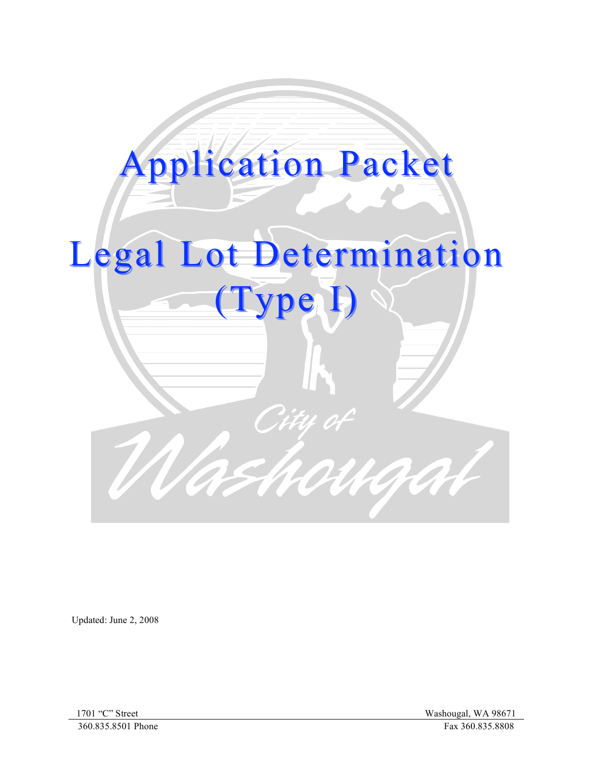# Application Packet

# Legal Lot Determination (Type I)

City of Washougal

Updated: June 2, 2008

1701 "C" Street  
Washougal, WA 98671  
360.835.8501 Phone  
Fax 360.835.8808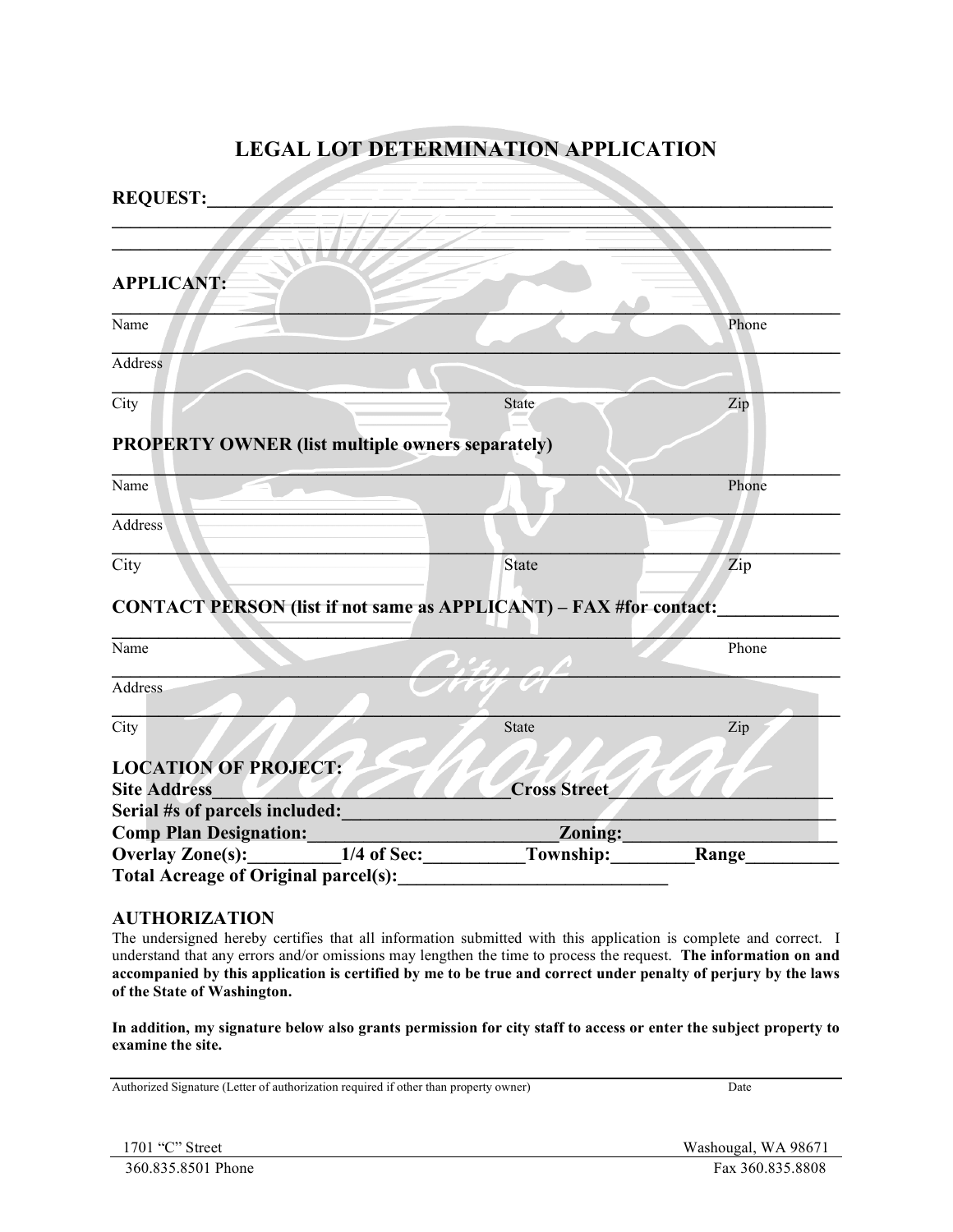# LEGAL LOT DETERMINATION APPLICATION

**REQUEST:**\_\_\_\_\_\_\_\_\_\_\_\_\_\_\_\_\_\_\_\_\_\_\_\_\_\_\_\_\_\_\_\_\_\_\_\_\_\_\_\_\_\_\_\_\_\_\_\_\_\_\_\_\_\_\_\_\_\_\_\_
\_\_\_\_\_\_\_\_\_\_\_\_\_\_\_\_\_\_\_\_\_\_\_\_\_\_\_\_\_\_\_\_\_\_\_\_\_\_\_\_\_\_\_\_\_\_\_\_\_\_\_\_\_\_\_\_\_\_\_\_\_\_\_\_\_\_\_\_\_\_
\_\_\_\_\_\_\_\_\_\_\_\_\_\_\_\_\_\_\_\_\_\_\_\_\_\_\_\_\_\_\_\_\_\_\_\_\_\_\_\_\_\_\_\_\_\_\_\_\_\_\_\_\_\_\_\_\_\_\_\_\_\_\_\_\_\_\_\_\_\_

## APPLICANT:

| | | |
|---|---|---|
| Name | | Phone |
| Address | | |
| City | State | Zip |

## PROPERTY OWNER (list multiple owners separately)

| | | |
|---|---|---|
| Name | | Phone |
| Address | | |
| City | State | Zip |

## CONTACT PERSON (list if not same as APPLICANT) – FAX #for contact:\_\_\_\_\_\_\_\_\_\_\_\_\_

| | | |
|---|---|---|
| Name | | Phone |
| Address | | |
| City | State | Zip |

## LOCATION OF PROJECT:

**Site Address**\_\_\_\_\_\_\_\_\_\_\_\_\_\_\_\_\_\_\_\_\_\_\_\_\_\_\_\_\_\_\_\_**Cross Street**\_\_\_\_\_\_\_\_\_\_\_\_\_\_\_\_\_\_\_\_\_\_\_\_\_

**Serial #s of parcels included:**\_\_\_\_\_\_\_\_\_\_\_\_\_\_\_\_\_\_\_\_\_\_\_\_\_\_\_\_\_\_\_\_\_\_\_\_\_\_\_\_\_\_\_\_\_\_\_\_\_\_\_\_

**Comp Plan Designation:**\_\_\_\_\_\_\_\_\_\_\_\_\_\_\_\_\_\_\_\_\_\_\_\_\_\_\_**Zoning:**\_\_\_\_\_\_\_\_\_\_\_\_\_\_\_\_\_\_\_\_\_\_

**Overlay Zone(s):**\_\_\_\_\_\_\_\_\_\_**1/4 of Sec:**\_\_\_\_\_\_\_\_\_\_\_**Township:**\_\_\_\_\_\_\_\_\_**Range**\_\_\_\_\_\_\_\_\_\_

**Total Acreage of Original parcel(s):**\_\_\_\_\_\_\_\_\_\_\_\_\_\_\_\_\_\_\_\_\_\_\_\_\_\_\_\_\_\_

## AUTHORIZATION

The undersigned hereby certifies that all information submitted with this application is complete and correct. I understand that any errors and/or omissions may lengthen the time to process the request. **The information on and accompanied by this application is certified by me to be true and correct under penalty of perjury by the laws of the State of Washington.**

**In addition, my signature below also grants permission for city staff to access or enter the subject property to examine the site.**

\_\_\_\_\_\_\_\_\_\_\_\_\_\_\_\_\_\_\_\_\_\_\_\_\_\_\_\_\_\_\_\_\_\_\_\_\_\_\_\_\_\_\_\_\_\_\_\_\_\_\_\_\_\_\_\_\_\_\_\_\_\_\_\_\_\_\_\_\_\_
Authorized Signature (Letter of authorization required if other than property owner) Date

1701 "C" Street Washougal, WA 98671
360.835.8501 Phone Fax 360.835.8808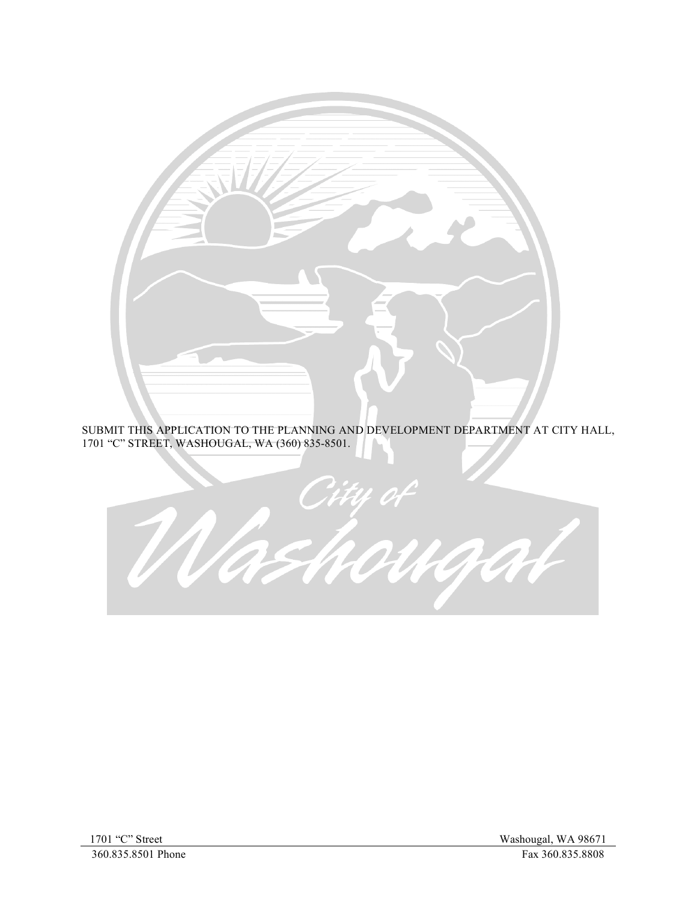SUBMIT THIS APPLICATION TO THE PLANNING AND DEVELOPMENT DEPARTMENT AT CITY HALL, 1701 "C" STREET, WASHOUGAL, WA (360) 835-8501.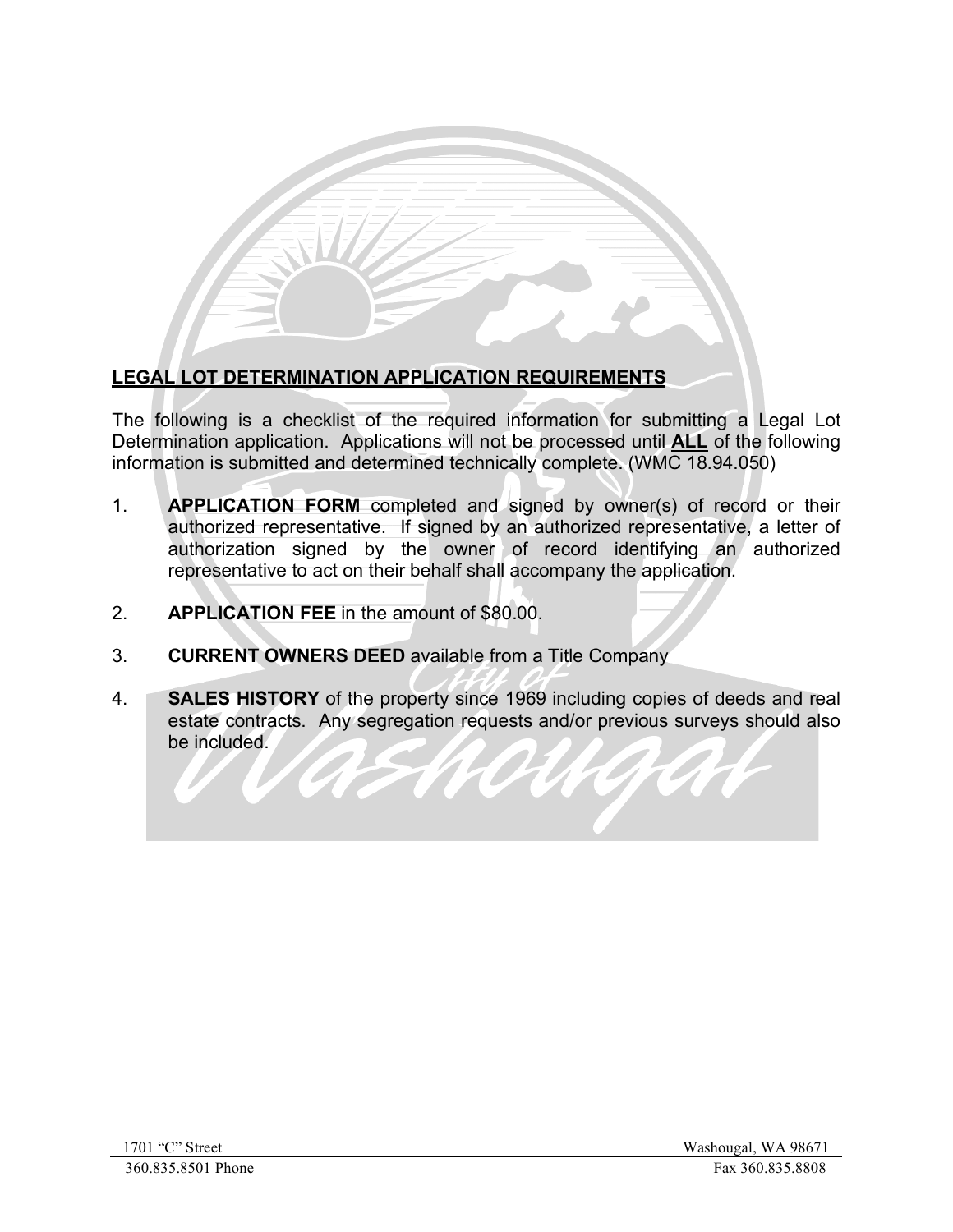## LEGAL LOT DETERMINATION APPLICATION REQUIREMENTS

The following is a checklist of the required information for submitting a Legal Lot Determination application. Applications will not be processed until **ALL** of the following information is submitted and determined technically complete. (WMC 18.94.050)

1. **APPLICATION FORM** completed and signed by owner(s) of record or their authorized representative. If signed by an authorized representative, a letter of authorization signed by the owner of record identifying an authorized representative to act on their behalf shall accompany the application.

2. **APPLICATION FEE** in the amount of $80.00.

3. **CURRENT OWNERS DEED** available from a Title Company

4. **SALES HISTORY** of the property since 1969 including copies of deeds and real estate contracts. Any segregation requests and/or previous surveys should also be included.

1701 "C" Street | Washougal, WA 98671
360.835.8501 Phone | Fax 360.835.8808